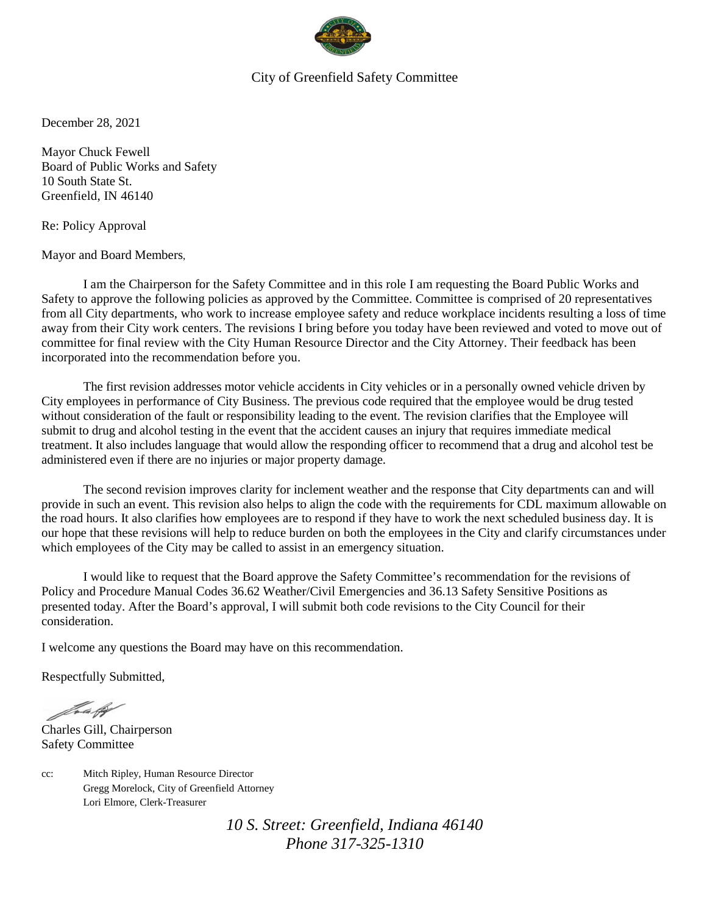City of Greenfield Safety Committee

December 28, 2021

Mayor Chuck Fewell
Board of Public Works and Safety
10 South State St.
Greenfield, IN 46140

Re: Policy Approval

Mayor and Board Members,

I am the Chairperson for the Safety Committee and in this role I am requesting the Board Public Works and Safety to approve the following policies as approved by the Committee. Committee is comprised of 20 representatives from all City departments, who work to increase employee safety and reduce workplace incidents resulting a loss of time away from their City work centers. The revisions I bring before you today have been reviewed and voted to move out of committee for final review with the City Human Resource Director and the City Attorney. Their feedback has been incorporated into the recommendation before you.

The first revision addresses motor vehicle accidents in City vehicles or in a personally owned vehicle driven by City employees in performance of City Business. The previous code required that the employee would be drug tested without consideration of the fault or responsibility leading to the event. The revision clarifies that the Employee will submit to drug and alcohol testing in the event that the accident causes an injury that requires immediate medical treatment. It also includes language that would allow the responding officer to recommend that a drug and alcohol test be administered even if there are no injuries or major property damage.

The second revision improves clarity for inclement weather and the response that City departments can and will provide in such an event. This revision also helps to align the code with the requirements for CDL maximum allowable on the road hours. It also clarifies how employees are to respond if they have to work the next scheduled business day. It is our hope that these revisions will help to reduce burden on both the employees in the City and clarify circumstances under which employees of the City may be called to assist in an emergency situation.

I would like to request that the Board approve the Safety Committee's recommendation for the revisions of Policy and Procedure Manual Codes 36.62 Weather/Civil Emergencies and 36.13 Safety Sensitive Positions as presented today. After the Board's approval, I will submit both code revisions to the City Council for their consideration.

I welcome any questions the Board may have on this recommendation.

Respectfully Submitted,

Charles Gill, Chairperson
Safety Committee

cc: Mitch Ripley, Human Resource Director
Gregg Morelock, City of Greenfield Attorney
Lori Elmore, Clerk-Treasurer

*10 S. Street: Greenfield, Indiana 46140*
*Phone 317-325-1310*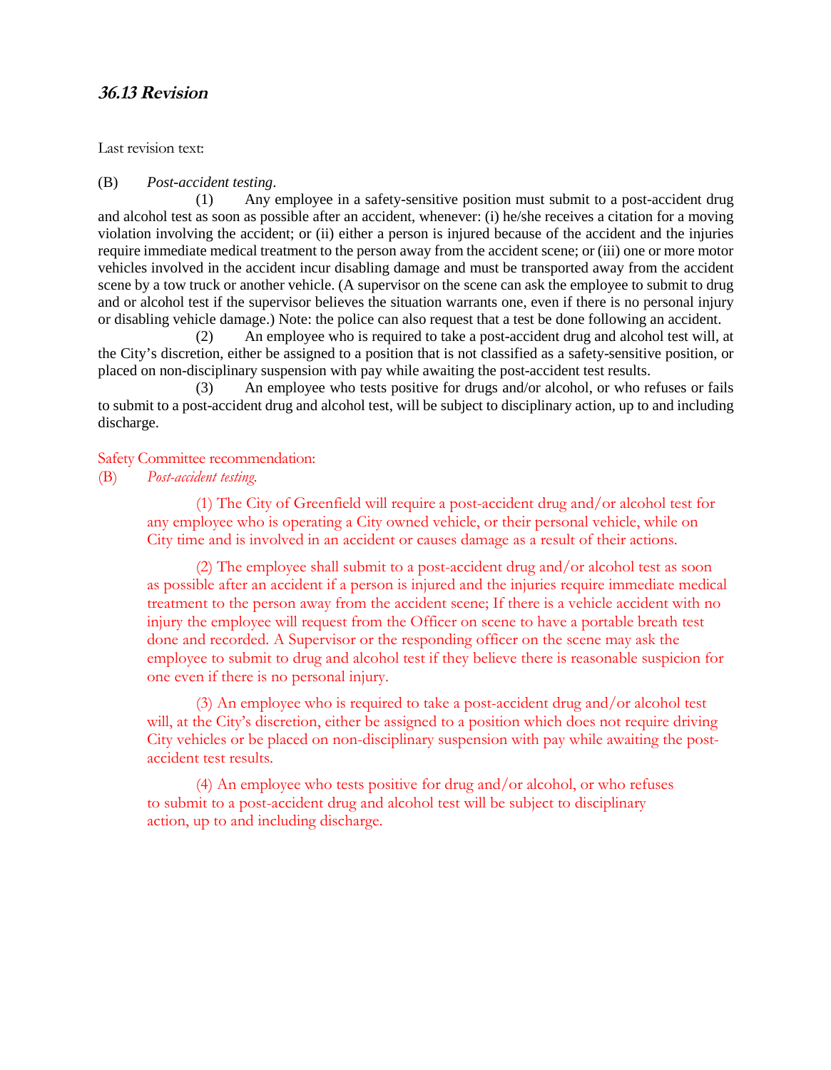### *36.13 Revision*

Last revision text:

(B) *Post-accident testing*.

(1) Any employee in a safety-sensitive position must submit to a post-accident drug and alcohol test as soon as possible after an accident, whenever: (i) he/she receives a citation for a moving violation involving the accident; or (ii) either a person is injured because of the accident and the injuries require immediate medical treatment to the person away from the accident scene; or (iii) one or more motor vehicles involved in the accident incur disabling damage and must be transported away from the accident scene by a tow truck or another vehicle. (A supervisor on the scene can ask the employee to submit to drug and or alcohol test if the supervisor believes the situation warrants one, even if there is no personal injury or disabling vehicle damage.) Note: the police can also request that a test be done following an accident.

(2) An employee who is required to take a post-accident drug and alcohol test will, at the City's discretion, either be assigned to a position that is not classified as a safety-sensitive position, or placed on non-disciplinary suspension with pay while awaiting the post-accident test results.

(3) An employee who tests positive for drugs and/or alcohol, or who refuses or fails to submit to a post-accident drug and alcohol test, will be subject to disciplinary action, up to and including discharge.

Safety Committee recommendation:

(B) *Post-accident testing.*

(1) The City of Greenfield will require a post-accident drug and/or alcohol test for any employee who is operating a City owned vehicle, or their personal vehicle, while on City time and is involved in an accident or causes damage as a result of their actions.

(2) The employee shall submit to a post-accident drug and/or alcohol test as soon as possible after an accident if a person is injured and the injuries require immediate medical treatment to the person away from the accident scene; If there is a vehicle accident with no injury the employee will request from the Officer on scene to have a portable breath test done and recorded. A Supervisor or the responding officer on the scene may ask the employee to submit to drug and alcohol test if they believe there is reasonable suspicion for one even if there is no personal injury.

(3) An employee who is required to take a post-accident drug and/or alcohol test will, at the City's discretion, either be assigned to a position which does not require driving City vehicles or be placed on non-disciplinary suspension with pay while awaiting the post-accident test results.

(4) An employee who tests positive for drug and/or alcohol, or who refuses to submit to a post-accident drug and alcohol test will be subject to disciplinary action, up to and including discharge.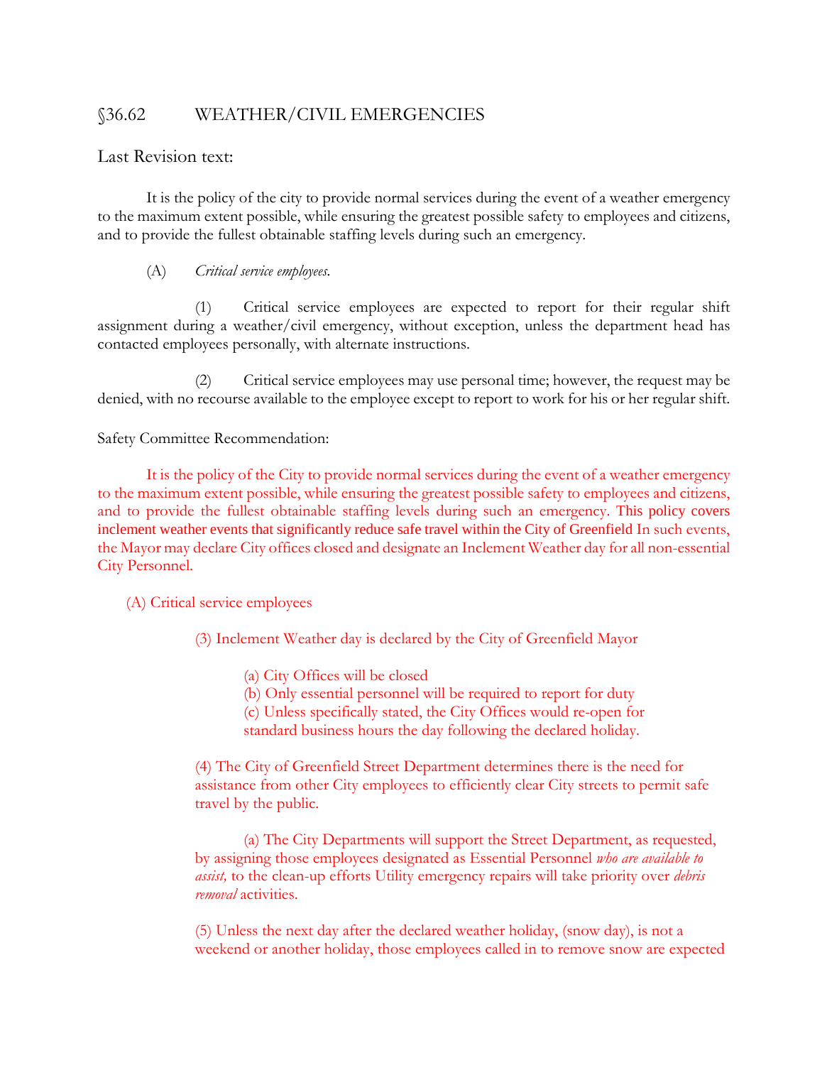## §36.62 WEATHER/CIVIL EMERGENCIES

Last Revision text:

It is the policy of the city to provide normal services during the event of a weather emergency to the maximum extent possible, while ensuring the greatest possible safety to employees and citizens, and to provide the fullest obtainable staffing levels during such an emergency.

(A) *Critical service employees.*

(1) Critical service employees are expected to report for their regular shift assignment during a weather/civil emergency, without exception, unless the department head has contacted employees personally, with alternate instructions.

(2) Critical service employees may use personal time; however, the request may be denied, with no recourse available to the employee except to report to work for his or her regular shift.

Safety Committee Recommendation:

It is the policy of the City to provide normal services during the event of a weather emergency to the maximum extent possible, while ensuring the greatest possible safety to employees and citizens, and to provide the fullest obtainable staffing levels during such an emergency. This policy covers inclement weather events that significantly reduce safe travel within the City of Greenfield In such events, the Mayor may declare City offices closed and designate an Inclement Weather day for all non-essential City Personnel.

(A) Critical service employees

(3) Inclement Weather day is declared by the City of Greenfield Mayor

(a) City Offices will be closed
(b) Only essential personnel will be required to report for duty
(c) Unless specifically stated, the City Offices would re-open for standard business hours the day following the declared holiday.

(4) The City of Greenfield Street Department determines there is the need for assistance from other City employees to efficiently clear City streets to permit safe travel by the public.

(a) The City Departments will support the Street Department, as requested, by assigning those employees designated as Essential Personnel *who are available to assist,* to the clean-up efforts Utility emergency repairs will take priority over *debris removal* activities.

(5) Unless the next day after the declared weather holiday, (snow day), is not a weekend or another holiday, those employees called in to remove snow are expected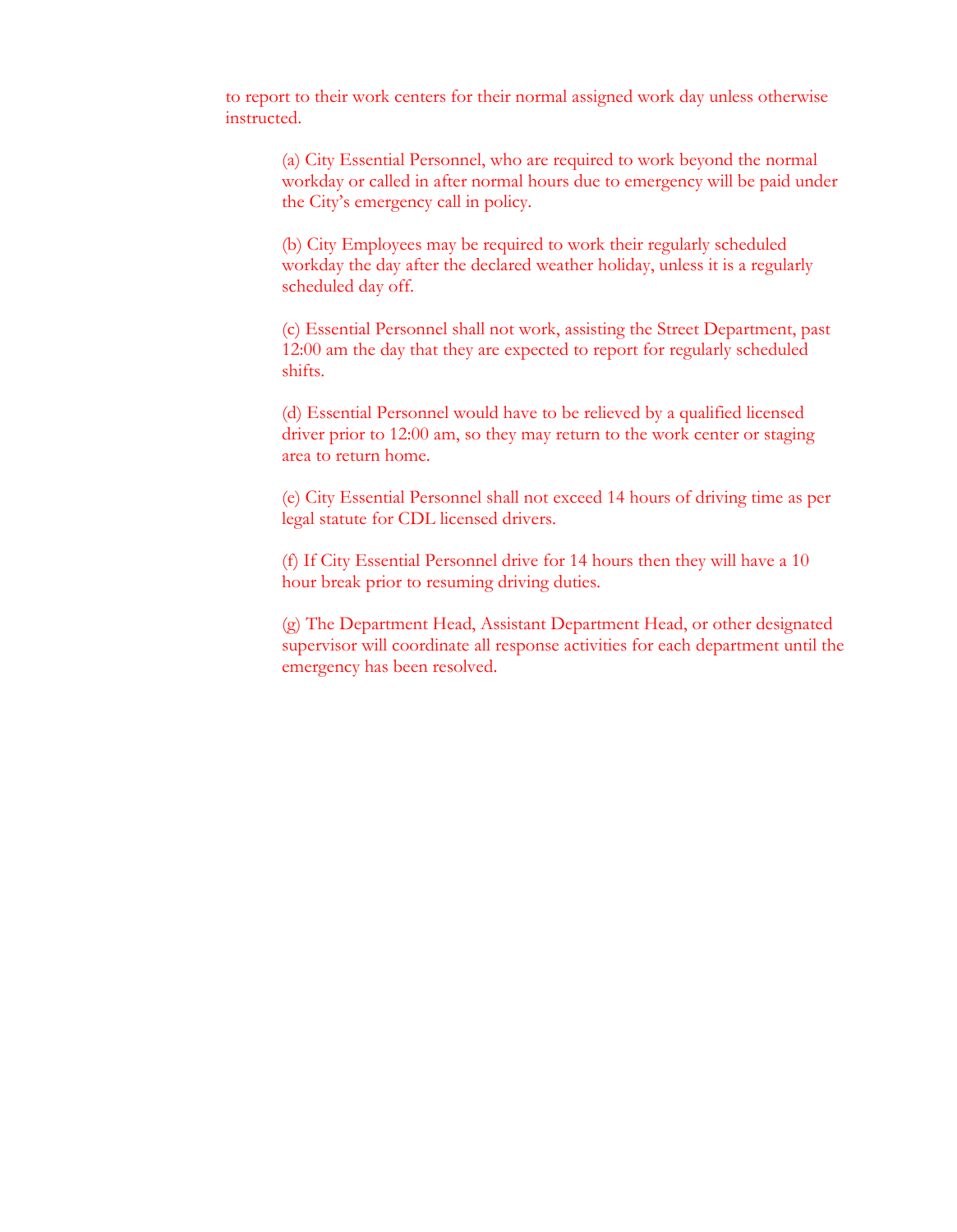to report to their work centers for their normal assigned work day unless otherwise instructed.

(a) City Essential Personnel, who are required to work beyond the normal workday or called in after normal hours due to emergency will be paid under the City's emergency call in policy.

(b) City Employees may be required to work their regularly scheduled workday the day after the declared weather holiday, unless it is a regularly scheduled day off.

(c) Essential Personnel shall not work, assisting the Street Department, past 12:00 am the day that they are expected to report for regularly scheduled shifts.

(d) Essential Personnel would have to be relieved by a qualified licensed driver prior to 12:00 am, so they may return to the work center or staging area to return home.

(e) City Essential Personnel shall not exceed 14 hours of driving time as per legal statute for CDL licensed drivers.

(f) If City Essential Personnel drive for 14 hours then they will have a 10 hour break prior to resuming driving duties.

(g) The Department Head, Assistant Department Head, or other designated supervisor will coordinate all response activities for each department until the emergency has been resolved.